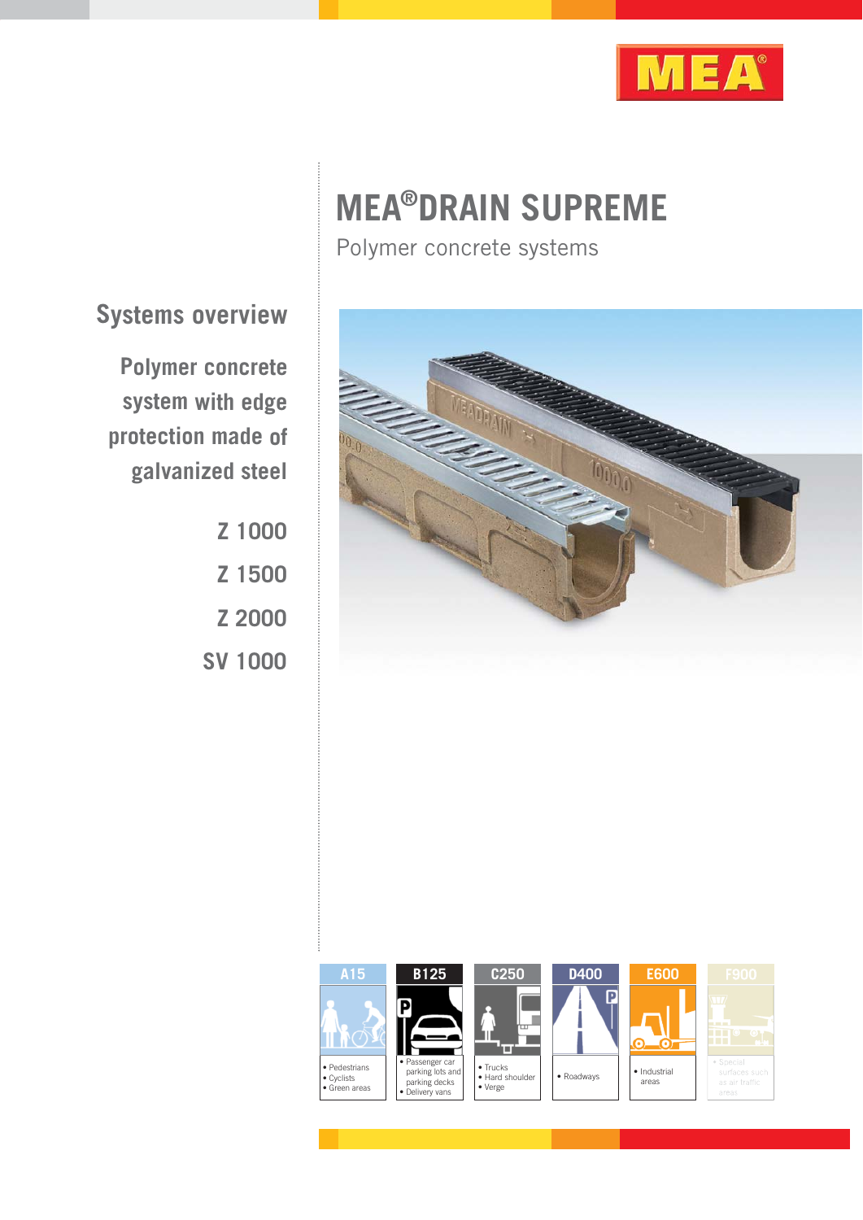MEA®

# MEA®DRAIN SUPREME

Polymer concrete systems

## Systems overview

### Polymer concrete system with edge protection made of galvanized steel

Z 1000

Z 1500

Z 2000

SV 1000

| A15 | B125 | C250 | D400 | E600 | F900 |
|---|---|---|---|---|---|
| • Pedestrians<br>• Cyclists<br>• Green areas | • Passenger car parking lots and parking decks<br>• Delivery vans | • Trucks<br>• Hard shoulder<br>• Verge | • Roadways | • Industrial areas | • Special surfaces such as air traffic areas |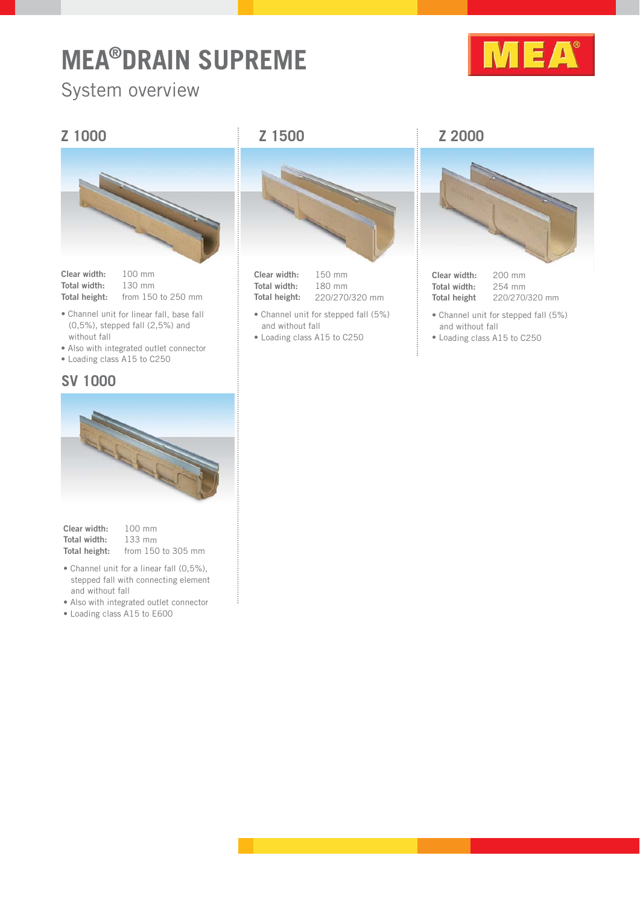# MEA®DRAIN SUPREME

System overview

## Z 1000

| | |
|---|---|
| **Clear width:** | 100 mm |
| **Total width:** | 130 mm |
| **Total height:** | from 150 to 250 mm |

- Channel unit for linear fall, base fall (0,5%), stepped fall (2,5%) and without fall
- Also with integrated outlet connector
- Loading class A15 to C250

## SV 1000

| | |
|---|---|
| **Clear width:** | 100 mm |
| **Total width:** | 133 mm |
| **Total height:** | from 150 to 305 mm |

- Channel unit for a linear fall (0,5%), stepped fall with connecting element and without fall
- Also with integrated outlet connector
- Loading class A15 to E600

## Z 1500

| | |
|---|---|
| **Clear width:** | 150 mm |
| **Total width:** | 180 mm |
| **Total height:** | 220/270/320 mm |

- Channel unit for stepped fall (5%) and without fall
- Loading class A15 to C250

## Z 2000

| | |
|---|---|
| **Clear width:** | 200 mm |
| **Total width:** | 254 mm |
| **Total height** | 220/270/320 mm |

- Channel unit for stepped fall (5%) and without fall
- Loading class A15 to C250